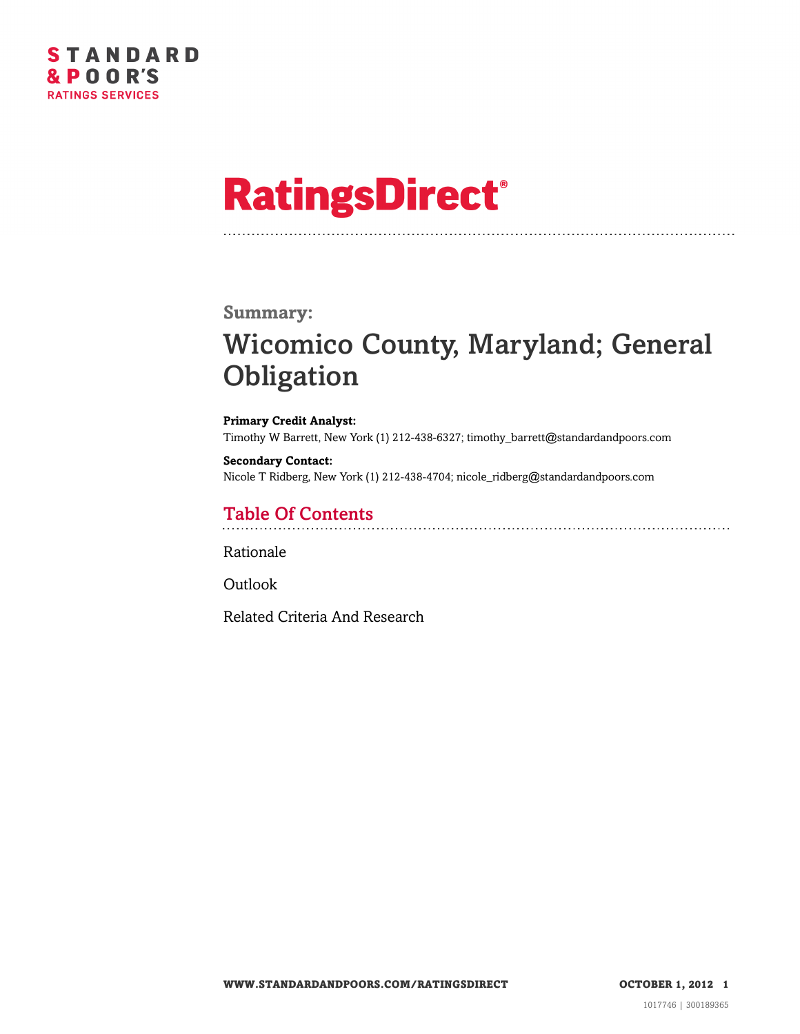STANDARD & POOR'S RATINGS SERVICES

# RatingsDirect®

## Summary:

# Wicomico County, Maryland; General Obligation

**Primary Credit Analyst:**
Timothy W Barrett, New York (1) 212-438-6327; timothy_barrett@standardandpoors.com

**Secondary Contact:**
Nicole T Ridberg, New York (1) 212-438-4704; nicole_ridberg@standardandpoors.com

## Table Of Contents

Rationale

Outlook

Related Criteria And Research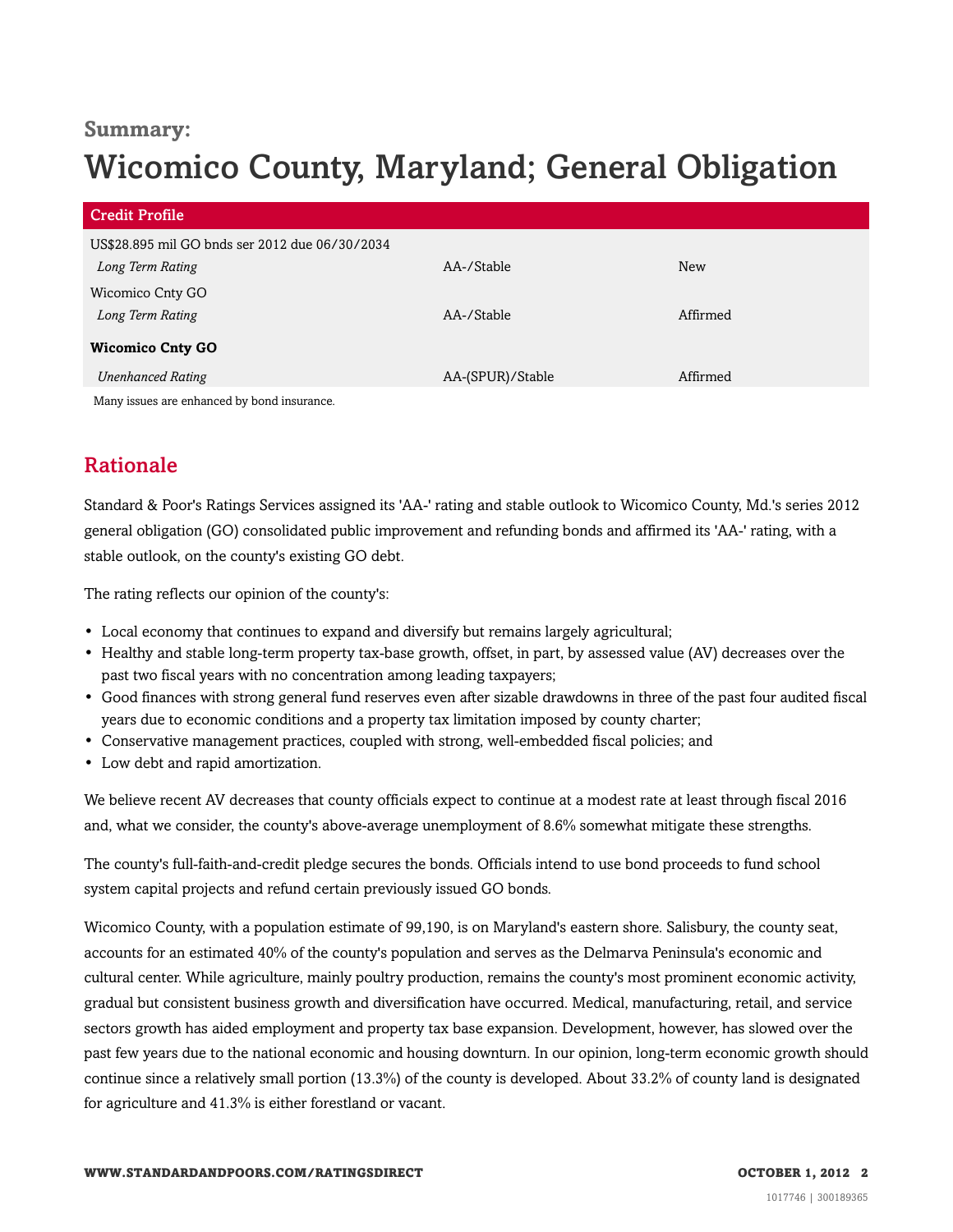## Summary:

# Wicomico County, Maryland; General Obligation

| Credit Profile | | |
|---|---|---|
| US$28.895 mil GO bnds ser 2012 due 06/30/2034 | | |
| *Long Term Rating* | AA-/Stable | New |
| Wicomico Cnty GO | | |
| *Long Term Rating* | AA-/Stable | Affirmed |
| **Wicomico Cnty GO** | | |
| *Unenhanced Rating* | AA-(SPUR)/Stable | Affirmed |

Many issues are enhanced by bond insurance.

## Rationale

Standard & Poor's Ratings Services assigned its 'AA-' rating and stable outlook to Wicomico County, Md.'s series 2012 general obligation (GO) consolidated public improvement and refunding bonds and affirmed its 'AA-' rating, with a stable outlook, on the county's existing GO debt.

The rating reflects our opinion of the county's:

- Local economy that continues to expand and diversify but remains largely agricultural;
- Healthy and stable long-term property tax-base growth, offset, in part, by assessed value (AV) decreases over the past two fiscal years with no concentration among leading taxpayers;
- Good finances with strong general fund reserves even after sizable drawdowns in three of the past four audited fiscal years due to economic conditions and a property tax limitation imposed by county charter;
- Conservative management practices, coupled with strong, well-embedded fiscal policies; and
- Low debt and rapid amortization.

We believe recent AV decreases that county officials expect to continue at a modest rate at least through fiscal 2016 and, what we consider, the county's above-average unemployment of 8.6% somewhat mitigate these strengths.

The county's full-faith-and-credit pledge secures the bonds. Officials intend to use bond proceeds to fund school system capital projects and refund certain previously issued GO bonds.

Wicomico County, with a population estimate of 99,190, is on Maryland's eastern shore. Salisbury, the county seat, accounts for an estimated 40% of the county's population and serves as the Delmarva Peninsula's economic and cultural center. While agriculture, mainly poultry production, remains the county's most prominent economic activity, gradual but consistent business growth and diversification have occurred. Medical, manufacturing, retail, and service sectors growth has aided employment and property tax base expansion. Development, however, has slowed over the past few years due to the national economic and housing downturn. In our opinion, long-term economic growth should continue since a relatively small portion (13.3%) of the county is developed. About 33.2% of county land is designated for agriculture and 41.3% is either forestland or vacant.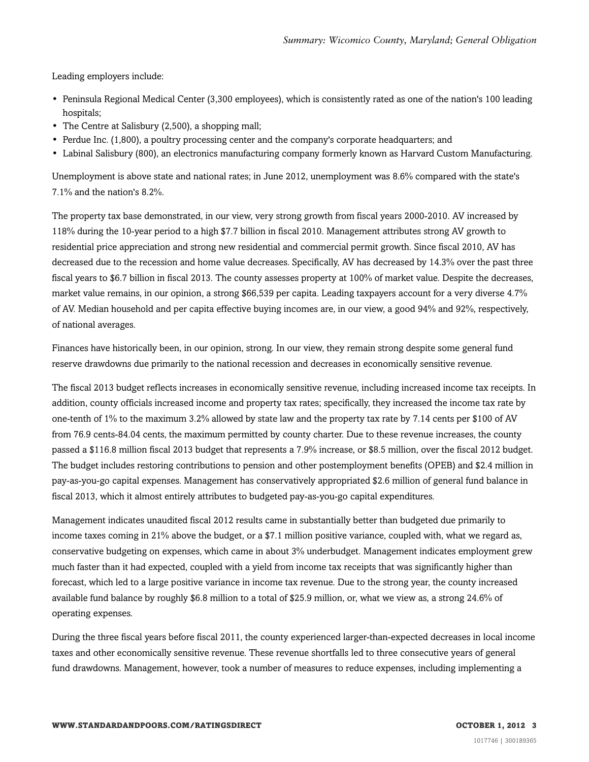Leading employers include:

- Peninsula Regional Medical Center (3,300 employees), which is consistently rated as one of the nation's 100 leading hospitals;
- The Centre at Salisbury (2,500), a shopping mall;
- Perdue Inc. (1,800), a poultry processing center and the company's corporate headquarters; and
- Labinal Salisbury (800), an electronics manufacturing company formerly known as Harvard Custom Manufacturing.

Unemployment is above state and national rates; in June 2012, unemployment was 8.6% compared with the state's 7.1% and the nation's 8.2%.

The property tax base demonstrated, in our view, very strong growth from fiscal years 2000-2010. AV increased by 118% during the 10-year period to a high $7.7 billion in fiscal 2010. Management attributes strong AV growth to residential price appreciation and strong new residential and commercial permit growth. Since fiscal 2010, AV has decreased due to the recession and home value decreases. Specifically, AV has decreased by 14.3% over the past three fiscal years to $6.7 billion in fiscal 2013. The county assesses property at 100% of market value. Despite the decreases, market value remains, in our opinion, a strong $66,539 per capita. Leading taxpayers account for a very diverse 4.7% of AV. Median household and per capita effective buying incomes are, in our view, a good 94% and 92%, respectively, of national averages.

Finances have historically been, in our opinion, strong. In our view, they remain strong despite some general fund reserve drawdowns due primarily to the national recession and decreases in economically sensitive revenue.

The fiscal 2013 budget reflects increases in economically sensitive revenue, including increased income tax receipts. In addition, county officials increased income and property tax rates; specifically, they increased the income tax rate by one-tenth of 1% to the maximum 3.2% allowed by state law and the property tax rate by 7.14 cents per $100 of AV from 76.9 cents-84.04 cents, the maximum permitted by county charter. Due to these revenue increases, the county passed a $116.8 million fiscal 2013 budget that represents a 7.9% increase, or $8.5 million, over the fiscal 2012 budget. The budget includes restoring contributions to pension and other postemployment benefits (OPEB) and $2.4 million in pay-as-you-go capital expenses. Management has conservatively appropriated $2.6 million of general fund balance in fiscal 2013, which it almost entirely attributes to budgeted pay-as-you-go capital expenditures.

Management indicates unaudited fiscal 2012 results came in substantially better than budgeted due primarily to income taxes coming in 21% above the budget, or a $7.1 million positive variance, coupled with, what we regard as, conservative budgeting on expenses, which came in about 3% underbudget. Management indicates employment grew much faster than it had expected, coupled with a yield from income tax receipts that was significantly higher than forecast, which led to a large positive variance in income tax revenue. Due to the strong year, the county increased available fund balance by roughly $6.8 million to a total of $25.9 million, or, what we view as, a strong 24.6% of operating expenses.

During the three fiscal years before fiscal 2011, the county experienced larger-than-expected decreases in local income taxes and other economically sensitive revenue. These revenue shortfalls led to three consecutive years of general fund drawdowns. Management, however, took a number of measures to reduce expenses, including implementing a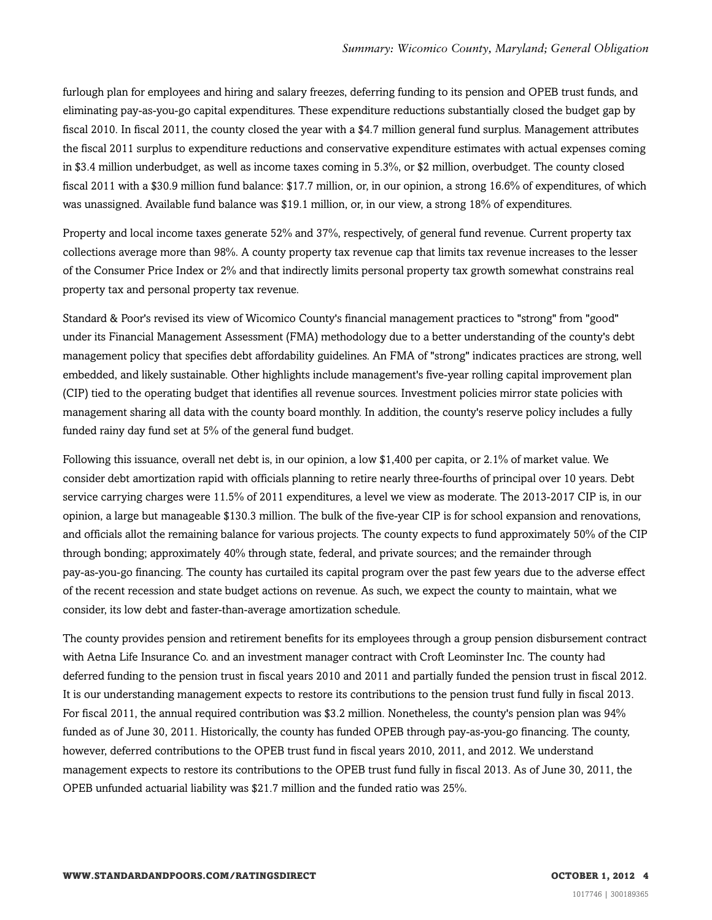furlough plan for employees and hiring and salary freezes, deferring funding to its pension and OPEB trust funds, and eliminating pay-as-you-go capital expenditures. These expenditure reductions substantially closed the budget gap by fiscal 2010. In fiscal 2011, the county closed the year with a $4.7 million general fund surplus. Management attributes the fiscal 2011 surplus to expenditure reductions and conservative expenditure estimates with actual expenses coming in $3.4 million underbudget, as well as income taxes coming in 5.3%, or $2 million, overbudget. The county closed fiscal 2011 with a $30.9 million fund balance: $17.7 million, or, in our opinion, a strong 16.6% of expenditures, of which was unassigned. Available fund balance was $19.1 million, or, in our view, a strong 18% of expenditures.

Property and local income taxes generate 52% and 37%, respectively, of general fund revenue. Current property tax collections average more than 98%. A county property tax revenue cap that limits tax revenue increases to the lesser of the Consumer Price Index or 2% and that indirectly limits personal property tax growth somewhat constrains real property tax and personal property tax revenue.

Standard & Poor's revised its view of Wicomico County's financial management practices to "strong" from "good" under its Financial Management Assessment (FMA) methodology due to a better understanding of the county's debt management policy that specifies debt affordability guidelines. An FMA of "strong" indicates practices are strong, well embedded, and likely sustainable. Other highlights include management's five-year rolling capital improvement plan (CIP) tied to the operating budget that identifies all revenue sources. Investment policies mirror state policies with management sharing all data with the county board monthly. In addition, the county's reserve policy includes a fully funded rainy day fund set at 5% of the general fund budget.

Following this issuance, overall net debt is, in our opinion, a low $1,400 per capita, or 2.1% of market value. We consider debt amortization rapid with officials planning to retire nearly three-fourths of principal over 10 years. Debt service carrying charges were 11.5% of 2011 expenditures, a level we view as moderate. The 2013-2017 CIP is, in our opinion, a large but manageable $130.3 million. The bulk of the five-year CIP is for school expansion and renovations, and officials allot the remaining balance for various projects. The county expects to fund approximately 50% of the CIP through bonding; approximately 40% through state, federal, and private sources; and the remainder through pay-as-you-go financing. The county has curtailed its capital program over the past few years due to the adverse effect of the recent recession and state budget actions on revenue. As such, we expect the county to maintain, what we consider, its low debt and faster-than-average amortization schedule.

The county provides pension and retirement benefits for its employees through a group pension disbursement contract with Aetna Life Insurance Co. and an investment manager contract with Croft Leominster Inc. The county had deferred funding to the pension trust in fiscal years 2010 and 2011 and partially funded the pension trust in fiscal 2012. It is our understanding management expects to restore its contributions to the pension trust fund fully in fiscal 2013. For fiscal 2011, the annual required contribution was $3.2 million. Nonetheless, the county's pension plan was 94% funded as of June 30, 2011. Historically, the county has funded OPEB through pay-as-you-go financing. The county, however, deferred contributions to the OPEB trust fund in fiscal years 2010, 2011, and 2012. We understand management expects to restore its contributions to the OPEB trust fund fully in fiscal 2013. As of June 30, 2011, the OPEB unfunded actuarial liability was $21.7 million and the funded ratio was 25%.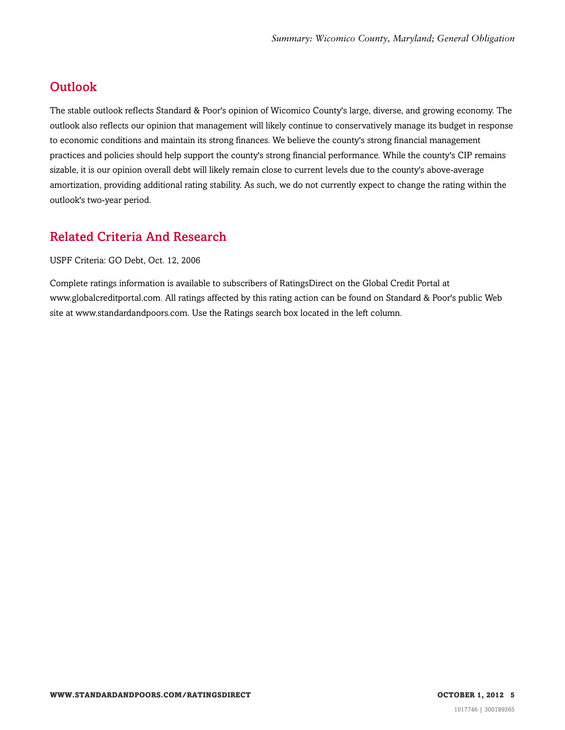## Outlook

The stable outlook reflects Standard & Poor's opinion of Wicomico County's large, diverse, and growing economy. The outlook also reflects our opinion that management will likely continue to conservatively manage its budget in response to economic conditions and maintain its strong finances. We believe the county's strong financial management practices and policies should help support the county's strong financial performance. While the county's CIP remains sizable, it is our opinion overall debt will likely remain close to current levels due to the county's above-average amortization, providing additional rating stability. As such, we do not currently expect to change the rating within the outlook's two-year period.

## Related Criteria And Research

USPF Criteria: GO Debt, Oct. 12, 2006

Complete ratings information is available to subscribers of RatingsDirect on the Global Credit Portal at www.globalcreditportal.com. All ratings affected by this rating action can be found on Standard & Poor's public Web site at www.standardandpoors.com. Use the Ratings search box located in the left column.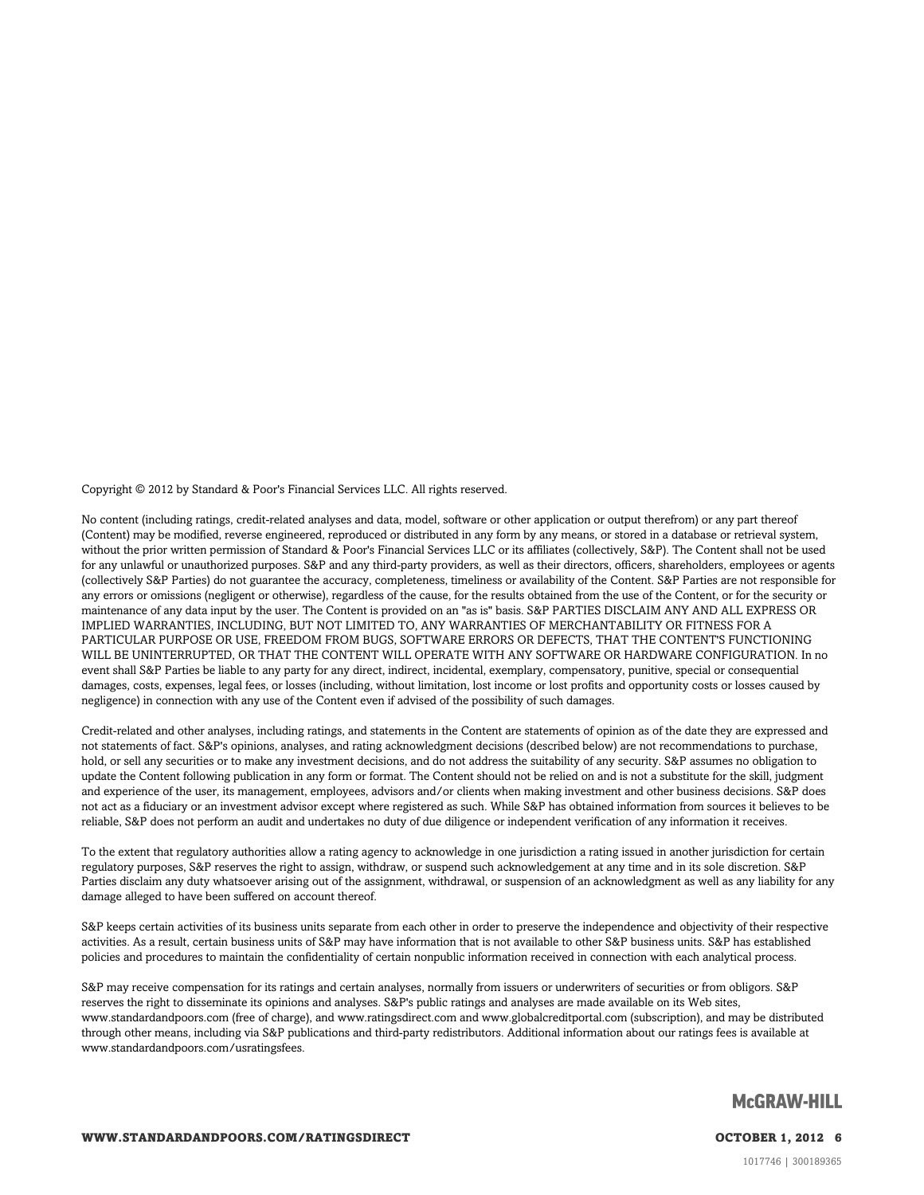Copyright © 2012 by Standard & Poor's Financial Services LLC. All rights reserved.

No content (including ratings, credit-related analyses and data, model, software or other application or output therefrom) or any part thereof (Content) may be modified, reverse engineered, reproduced or distributed in any form by any means, or stored in a database or retrieval system, without the prior written permission of Standard & Poor's Financial Services LLC or its affiliates (collectively, S&P). The Content shall not be used for any unlawful or unauthorized purposes. S&P and any third-party providers, as well as their directors, officers, shareholders, employees or agents (collectively S&P Parties) do not guarantee the accuracy, completeness, timeliness or availability of the Content. S&P Parties are not responsible for any errors or omissions (negligent or otherwise), regardless of the cause, for the results obtained from the use of the Content, or for the security or maintenance of any data input by the user. The Content is provided on an "as is" basis. S&P PARTIES DISCLAIM ANY AND ALL EXPRESS OR IMPLIED WARRANTIES, INCLUDING, BUT NOT LIMITED TO, ANY WARRANTIES OF MERCHANTABILITY OR FITNESS FOR A PARTICULAR PURPOSE OR USE, FREEDOM FROM BUGS, SOFTWARE ERRORS OR DEFECTS, THAT THE CONTENT'S FUNCTIONING WILL BE UNINTERRUPTED, OR THAT THE CONTENT WILL OPERATE WITH ANY SOFTWARE OR HARDWARE CONFIGURATION. In no event shall S&P Parties be liable to any party for any direct, indirect, incidental, exemplary, compensatory, punitive, special or consequential damages, costs, expenses, legal fees, or losses (including, without limitation, lost income or lost profits and opportunity costs or losses caused by negligence) in connection with any use of the Content even if advised of the possibility of such damages.

Credit-related and other analyses, including ratings, and statements in the Content are statements of opinion as of the date they are expressed and not statements of fact. S&P's opinions, analyses, and rating acknowledgment decisions (described below) are not recommendations to purchase, hold, or sell any securities or to make any investment decisions, and do not address the suitability of any security. S&P assumes no obligation to update the Content following publication in any form or format. The Content should not be relied on and is not a substitute for the skill, judgment and experience of the user, its management, employees, advisors and/or clients when making investment and other business decisions. S&P does not act as a fiduciary or an investment advisor except where registered as such. While S&P has obtained information from sources it believes to be reliable, S&P does not perform an audit and undertakes no duty of due diligence or independent verification of any information it receives.

To the extent that regulatory authorities allow a rating agency to acknowledge in one jurisdiction a rating issued in another jurisdiction for certain regulatory purposes, S&P reserves the right to assign, withdraw, or suspend such acknowledgement at any time and in its sole discretion. S&P Parties disclaim any duty whatsoever arising out of the assignment, withdrawal, or suspension of an acknowledgment as well as any liability for any damage alleged to have been suffered on account thereof.

S&P keeps certain activities of its business units separate from each other in order to preserve the independence and objectivity of their respective activities. As a result, certain business units of S&P may have information that is not available to other S&P business units. S&P has established policies and procedures to maintain the confidentiality of certain nonpublic information received in connection with each analytical process.

S&P may receive compensation for its ratings and certain analyses, normally from issuers or underwriters of securities or from obligors. S&P reserves the right to disseminate its opinions and analyses. S&P's public ratings and analyses are made available on its Web sites, www.standardandpoors.com (free of charge), and www.ratingsdirect.com and www.globalcreditportal.com (subscription), and may be distributed through other means, including via S&P publications and third-party redistributors. Additional information about our ratings fees is available at www.standardandpoors.com/usratingsfees.

McGRAW-HILL

1017746 | 300189365